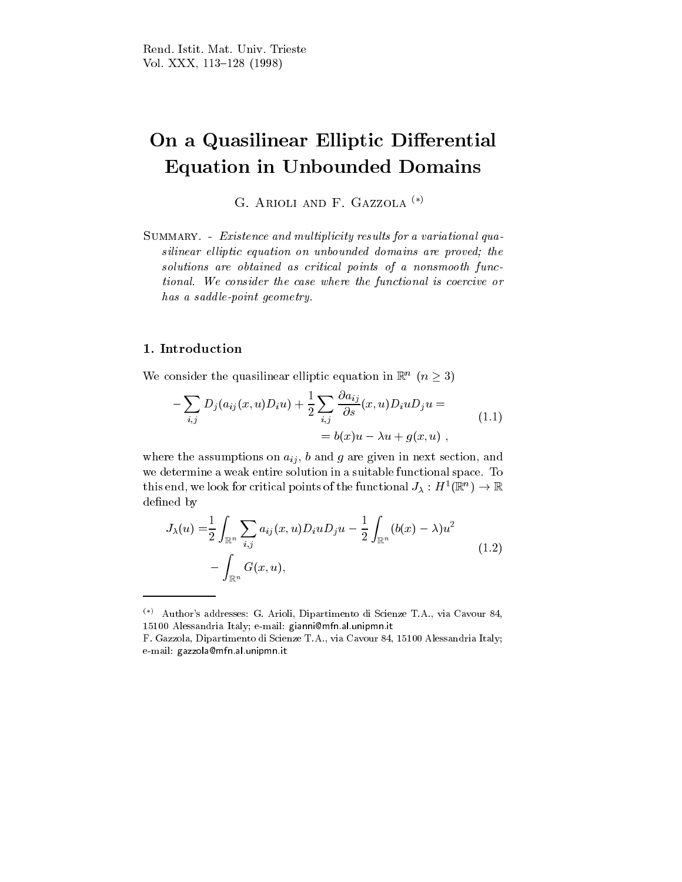# On a Quasilinear Elliptic Differential Equation in Unbounded Domains

G. Arioli and F. Gazzola [(*)]

Summary. - *Existence and multiplicity results for a variational quasilinear elliptic equation on unbounded domains are proved; the solutions are obtained as critical points of a nonsmooth functional. We consider the case where the functional is coercive or has a saddle-point geometry.*

## 1. Introduction

We consider the quasilinear elliptic equation in $\mathbb{R}^n$ $(n \geq 3)$

$$
\begin{aligned}
-\sum_{i,j} D_j(a_{ij}(x,u)D_i u) + \frac{1}{2}\sum_{i,j} \frac{\partial a_{ij}}{\partial s}(x,u) D_i u D_j u = \\
= b(x)u - \lambda u + g(x,u)\ ,
\end{aligned}
\tag{1.1}
$$

where the assumptions on $a_{ij}$, $b$ and $g$ are given in next section, and we determine a weak entire solution in a suitable functional space. To this end, we look for critical points of the functional $J_\lambda : H^1(\mathbb{R}^n) \to \mathbb{R}$ defined by

$$
\begin{aligned}
J_\lambda(u) =& \frac{1}{2}\int_{\mathbb{R}^n} \sum_{i,j} a_{ij}(x,u) D_i u D_j u - \frac{1}{2}\int_{\mathbb{R}^n} (b(x) - \lambda)u^2 \\
& - \int_{\mathbb{R}^n} G(x,u),
\end{aligned}
\tag{1.2}
$$

---

(*) Author's addresses: G. Arioli, Dipartimento di Scienze T.A., via Cavour 84, 15100 Alessandria Italy; e-mail: gianni@mfn.al.unipmn.it

F. Gazzola, Dipartimento di Scienze T.A., via Cavour 84, 15100 Alessandria Italy; e-mail: gazzola@mfn.al.unipmn.it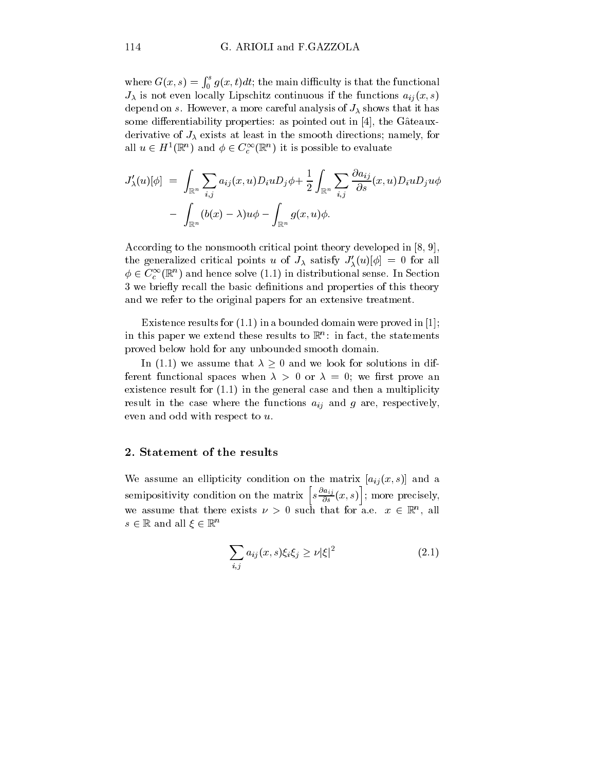where $G(x,s) = \int_0^s g(x,t)dt$; the main difficulty is that the functional $J_\lambda$ is not even locally Lipschitz continuous if the functions $a_{ij}(x,s)$ depend on $s$. However, a more careful analysis of $J_\lambda$ shows that it has some differentiability properties: as pointed out in [4], the Gâteaux-derivative of $J_\lambda$ exists at least in the smooth directions; namely, for all $u \in H^1(\mathbb{R}^n)$ and $\phi \in C_c^\infty(\mathbb{R}^n)$ it is possible to evaluate

$$
\begin{aligned}
J'_\lambda(u)[\phi] \;=\; & \int_{\mathbb{R}^n} \sum_{i,j} a_{ij}(x,u) D_i u D_j \phi + \frac{1}{2} \int_{\mathbb{R}^n} \sum_{i,j} \frac{\partial a_{ij}}{\partial s}(x,u) D_i u D_j u \phi \\
& - \int_{\mathbb{R}^n} (b(x) - \lambda) u \phi - \int_{\mathbb{R}^n} g(x,u)\phi.
\end{aligned}
$$

According to the nonsmooth critical point theory developed in [8, 9], the generalized critical points $u$ of $J_\lambda$ satisfy $J'_\lambda(u)[\phi] = 0$ for all $\phi \in C_c^\infty(\mathbb{R}^n)$ and hence solve (1.1) in distributional sense. In Section 3 we briefly recall the basic definitions and properties of this theory and we refer to the original papers for an extensive treatment.

Existence results for (1.1) in a bounded domain were proved in [1]; in this paper we extend these results to $\mathbb{R}^n$: in fact, the statements proved below hold for any unbounded smooth domain.

In (1.1) we assume that $\lambda \geq 0$ and we look for solutions in different functional spaces when $\lambda > 0$ or $\lambda = 0$; we first prove an existence result for (1.1) in the general case and then a multiplicity result in the case where the functions $a_{ij}$ and $g$ are, respectively, even and odd with respect to $u$.

## 2. Statement of the results

We assume an ellipticity condition on the matrix $[a_{ij}(x,s)]$ and a semipositivity condition on the matrix $\left[s \frac{\partial a_{ij}}{\partial s}(x,s)\right]$; more precisely, we assume that there exists $\nu > 0$ such that for a.e. $x \in \mathbb{R}^n$, all $s \in \mathbb{R}$ and all $\xi \in \mathbb{R}^n$

$$
\sum_{i,j} a_{ij}(x,s)\xi_i \xi_j \geq \nu |\xi|^2 \tag{2.1}
$$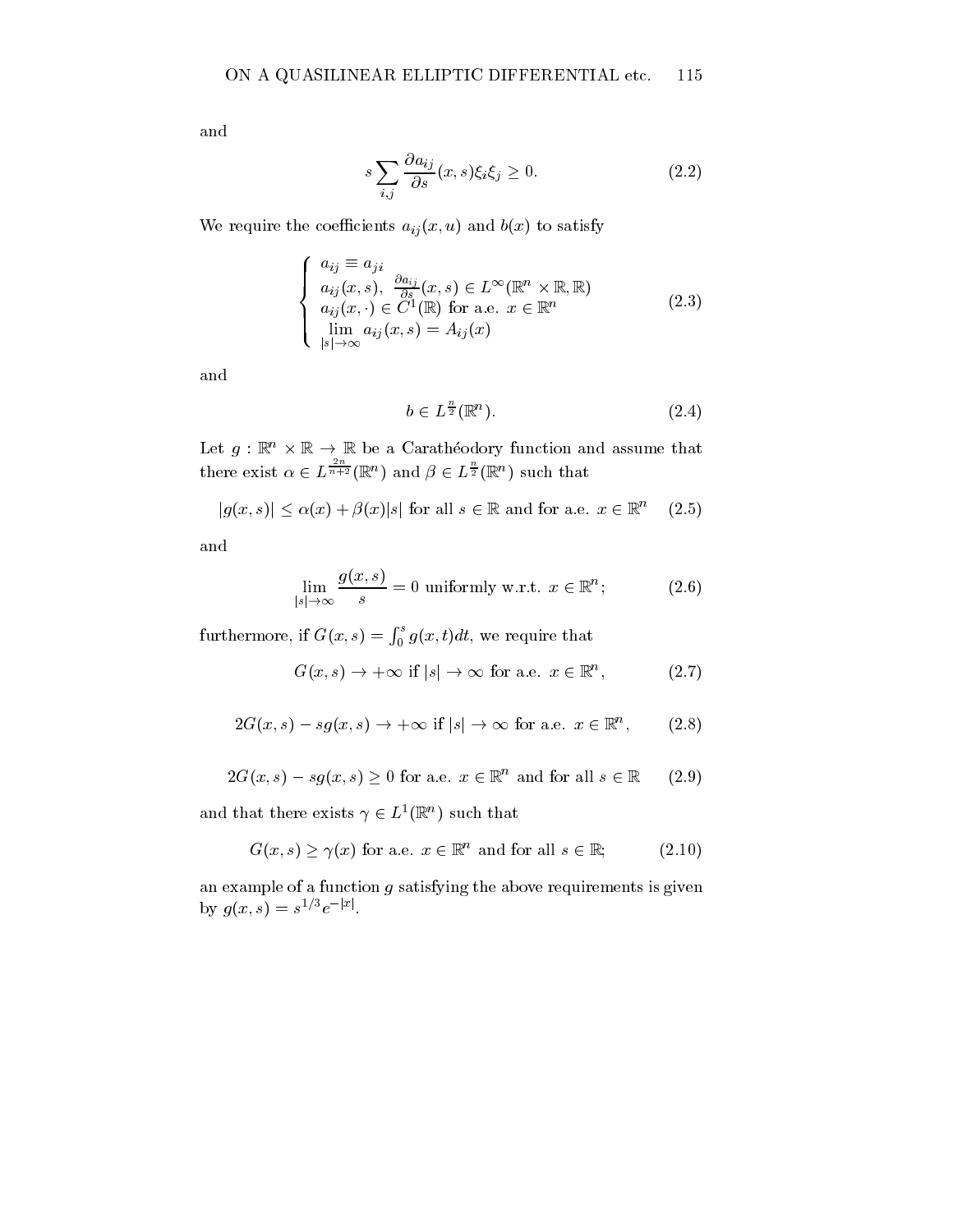and

$$s \sum_{i,j} \frac{\partial a_{ij}}{\partial s}(x,s)\xi_i \xi_j \geq 0. \tag{2.2}$$

We require the coefficients $a_{ij}(x,u)$ and $b(x)$ to satisfy

$$\left\{ \begin{array}{l} a_{ij} \equiv a_{ji} \\ a_{ij}(x,s), \; \frac{\partial a_{ij}}{\partial s}(x,s) \in L^{\infty}(\mathbb{R}^n \times \mathbb{R}, \mathbb{R}) \\ a_{ij}(x,\cdot) \in C^1(\mathbb{R}) \text{ for a.e. } x \in \mathbb{R}^n \\ \lim\limits_{|s| \to \infty} a_{ij}(x,s) = A_{ij}(x) \end{array} \right. \tag{2.3}$$

and

$$b \in L^{\frac{n}{2}}(\mathbb{R}^n). \tag{2.4}$$

Let $g : \mathbb{R}^n \times \mathbb{R} \to \mathbb{R}$ be a Carathéodory function and assume that there exist $\alpha \in L^{\frac{2n}{n+2}}(\mathbb{R}^n)$ and $\beta \in L^{\frac{n}{2}}(\mathbb{R}^n)$ such that

$$|g(x,s)| \leq \alpha(x) + \beta(x)|s| \text{ for all } s \in \mathbb{R} \text{ and for a.e. } x \in \mathbb{R}^n \tag{2.5}$$

and

$$\lim_{|s| \to \infty} \frac{g(x,s)}{s} = 0 \text{ uniformly w.r.t. } x \in \mathbb{R}^n; \tag{2.6}$$

furthermore, if $G(x,s) = \int_0^s g(x,t)dt$, we require that

$$G(x,s) \to +\infty \text{ if } |s| \to \infty \text{ for a.e. } x \in \mathbb{R}^n, \tag{2.7}$$

$$2G(x,s) - sg(x,s) \to +\infty \text{ if } |s| \to \infty \text{ for a.e. } x \in \mathbb{R}^n, \tag{2.8}$$

$$2G(x,s) - sg(x,s) \geq 0 \text{ for a.e. } x \in \mathbb{R}^n \text{ and for all } s \in \mathbb{R} \tag{2.9}$$

and that there exists $\gamma \in L^1(\mathbb{R}^n)$ such that

$$G(x,s) \geq \gamma(x) \text{ for a.e. } x \in \mathbb{R}^n \text{ and for all } s \in \mathbb{R}; \tag{2.10}$$

an example of a function $g$ satisfying the above requirements is given by $g(x,s) = s^{1/3}e^{-|x|}$.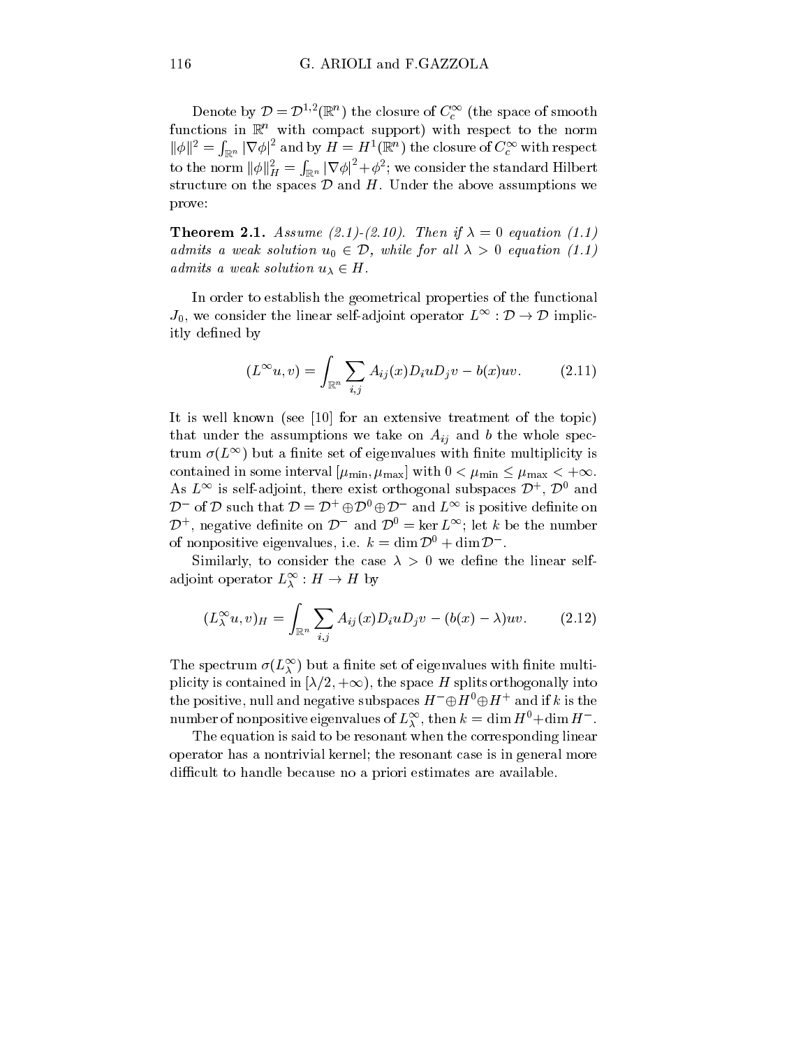Denote by $\mathcal{D} = \mathcal{D}^{1,2}(\mathbb{R}^n)$ the closure of $C_c^\infty$ (the space of smooth functions in $\mathbb{R}^n$ with compact support) with respect to the norm $\|\phi\|^2 = \int_{\mathbb{R}^n} |\nabla \phi|^2$ and by $H = H^1(\mathbb{R}^n)$ the closure of $C_c^\infty$ with respect to the norm $\|\phi\|_H^2 = \int_{\mathbb{R}^n} |\nabla \phi|^2 + \phi^2$; we consider the standard Hilbert structure on the spaces $\mathcal{D}$ and $H$. Under the above assumptions we prove:

**Theorem 2.1.** *Assume (2.1)-(2.10). Then if $\lambda = 0$ equation (1.1) admits a weak solution $u_0 \in \mathcal{D}$, while for all $\lambda > 0$ equation (1.1) admits a weak solution $u_\lambda \in H$.*

In order to establish the geometrical properties of the functional $J_0$, we consider the linear self-adjoint operator $L^\infty : \mathcal{D} \to \mathcal{D}$ implicitly defined by

$$(L^\infty u, v) = \int_{\mathbb{R}^n} \sum_{i,j} A_{ij}(x) D_i u D_j v - b(x) uv. \tag{2.11}$$

It is well known (see [10] for an extensive treatment of the topic) that under the assumptions we take on $A_{ij}$ and $b$ the whole spectrum $\sigma(L^\infty)$ but a finite set of eigenvalues with finite multiplicity is contained in some interval $[\mu_{\min}, \mu_{\max}]$ with $0 < \mu_{\min} \leq \mu_{\max} < +\infty$. As $L^\infty$ is self-adjoint, there exist orthogonal subspaces $\mathcal{D}^+$, $\mathcal{D}^0$ and $\mathcal{D}^-$ of $\mathcal{D}$ such that $\mathcal{D} = \mathcal{D}^+ \oplus \mathcal{D}^0 \oplus \mathcal{D}^-$ and $L^\infty$ is positive definite on $\mathcal{D}^+$, negative definite on $\mathcal{D}^-$ and $\mathcal{D}^0 = \ker L^\infty$; let $k$ be the number of nonpositive eigenvalues, i.e. $k = \dim \mathcal{D}^0 + \dim \mathcal{D}^-$.

Similarly, to consider the case $\lambda > 0$ we define the linear self-adjoint operator $L_\lambda^\infty : H \to H$ by

$$(L_\lambda^\infty u, v)_H = \int_{\mathbb{R}^n} \sum_{i,j} A_{ij}(x) D_i u D_j v - (b(x) - \lambda) uv. \tag{2.12}$$

The spectrum $\sigma(L_\lambda^\infty)$ but a finite set of eigenvalues with finite multiplicity is contained in $[\lambda/2, +\infty)$, the space $H$ splits orthogonally into the positive, null and negative subspaces $H^- \oplus H^0 \oplus H^+$ and if $k$ is the number of nonpositive eigenvalues of $L_\lambda^\infty$, then $k = \dim H^0 + \dim H^-$.

The equation is said to be resonant when the corresponding linear operator has a nontrivial kernel; the resonant case is in general more difficult to handle because no a priori estimates are available.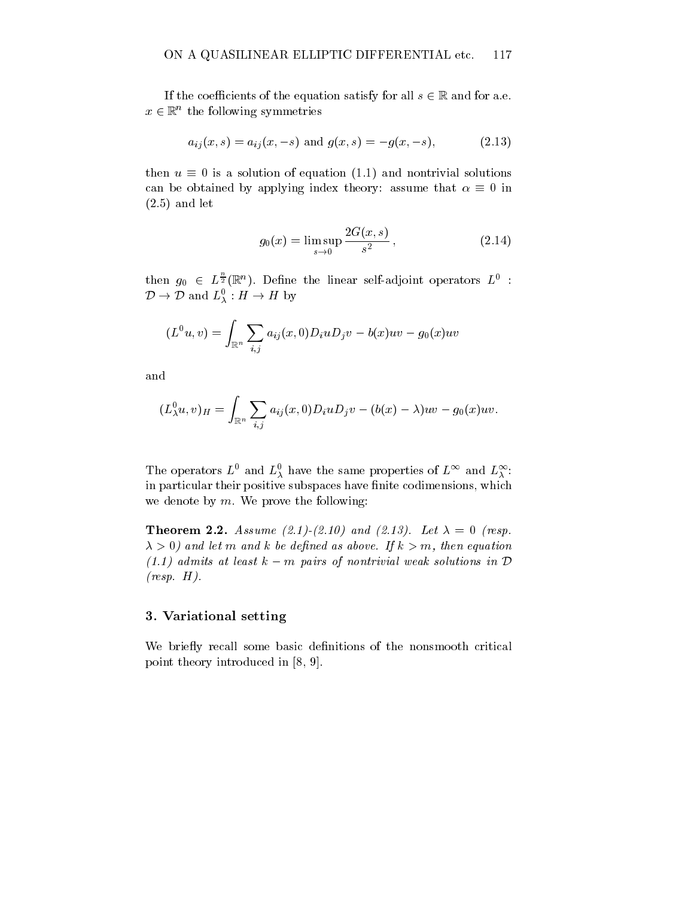If the coefficients of the equation satisfy for all $s \in \mathbb{R}$ and for a.e. $x \in \mathbb{R}^n$ the following symmetries

$$a_{ij}(x,s) = a_{ij}(x,-s) \text{ and } g(x,s) = -g(x,-s), \tag{2.13}$$

then $u \equiv 0$ is a solution of equation (1.1) and nontrivial solutions can be obtained by applying index theory: assume that $\alpha \equiv 0$ in (2.5) and let

$$g_0(x) = \limsup_{s \to 0} \frac{2G(x,s)}{s^2}, \tag{2.14}$$

then $g_0 \in L^{\frac{n}{2}}(\mathbb{R}^n)$. Define the linear self-adjoint operators $L^0 : \mathcal{D} \to \mathcal{D}$ and $L^0_\lambda : H \to H$ by

$$(L^0 u, v) = \int_{\mathbb{R}^n} \sum_{i,j} a_{ij}(x,0) D_i u D_j v - b(x) uv - g_0(x) uv$$

and

$$(L^0_\lambda u, v)_H = \int_{\mathbb{R}^n} \sum_{i,j} a_{ij}(x,0) D_i u D_j v - (b(x) - \lambda) uv - g_0(x) uv.$$

The operators $L^0$ and $L^0_\lambda$ have the same properties of $L^\infty$ and $L^\infty_\lambda$: in particular their positive subspaces have finite codimensions, which we denote by $m$. We prove the following:

**Theorem 2.2.** *Assume (2.1)-(2.10) and (2.13). Let $\lambda = 0$ (resp. $\lambda > 0$) and let $m$ and $k$ be defined as above. If $k > m$, then equation (1.1) admits at least $k - m$ pairs of nontrivial weak solutions in $\mathcal{D}$ (resp. $H$).*

## 3. Variational setting

We briefly recall some basic definitions of the nonsmooth critical point theory introduced in [8, 9].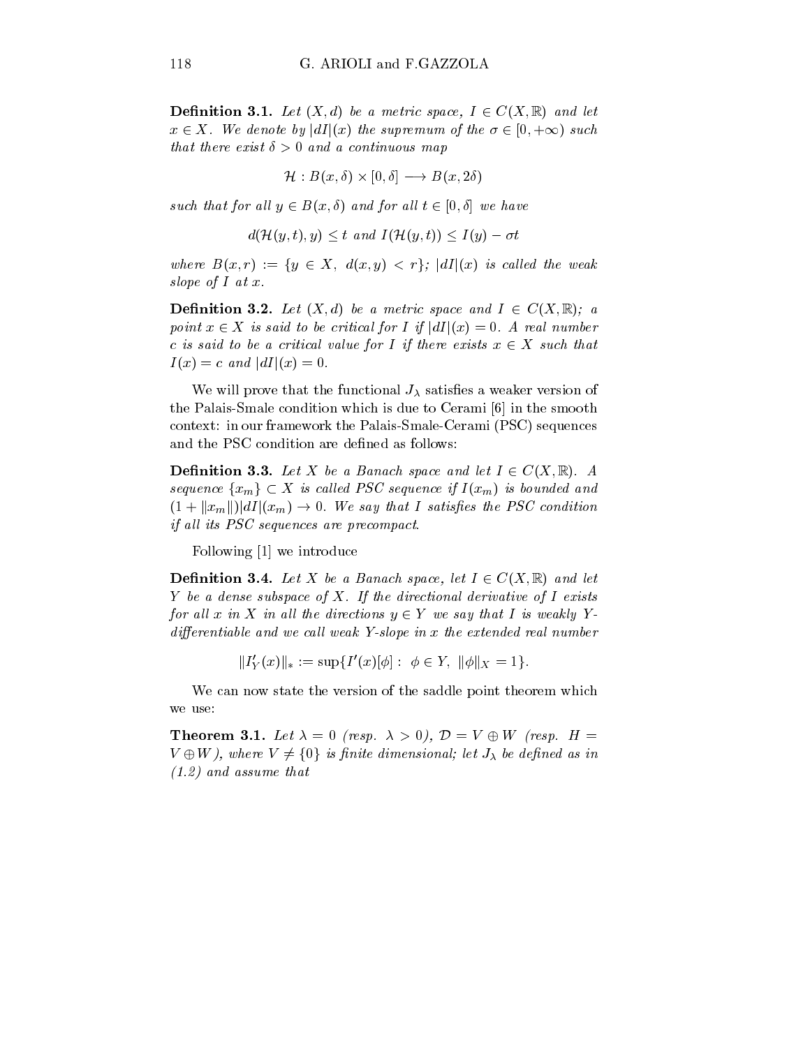**Definition 3.1.** *Let $(X,d)$ be a metric space, $I \in C(X,\mathbb{R})$ and let $x \in X$. We denote by $|dI|(x)$ the supremum of the $\sigma \in [0,+\infty)$ such that there exist $\delta > 0$ and a continuous map*

$$\mathcal{H} : B(x,\delta) \times [0,\delta] \longrightarrow B(x, 2\delta)$$

*such that for all $y \in B(x,\delta)$ and for all $t \in [0,\delta]$ we have*

$$d(\mathcal{H}(y,t),y) \leq t \text{ and } I(\mathcal{H}(y,t)) \leq I(y) - \sigma t$$

*where $B(x,r) := \{y \in X,\ d(x,y) < r\}$; $|dI|(x)$ is called the weak slope of $I$ at $x$.*

**Definition 3.2.** *Let $(X,d)$ be a metric space and $I \in C(X,\mathbb{R})$; a point $x \in X$ is said to be critical for $I$ if $|dI|(x) = 0$. A real number $c$ is said to be a critical value for $I$ if there exists $x \in X$ such that $I(x) = c$ and $|dI|(x) = 0$.*

We will prove that the functional $J_\lambda$ satisfies a weaker version of the Palais-Smale condition which is due to Cerami [6] in the smooth context: in our framework the Palais-Smale-Cerami (PSC) sequences and the PSC condition are defined as follows:

**Definition 3.3.** *Let $X$ be a Banach space and let $I \in C(X,\mathbb{R})$. A sequence $\{x_m\} \subset X$ is called PSC sequence if $I(x_m)$ is bounded and $(1 + \|x_m\|)|dI|(x_m) \to 0$. We say that $I$ satisfies the PSC condition if all its PSC sequences are precompact.*

Following [1] we introduce

**Definition 3.4.** *Let $X$ be a Banach space, let $I \in C(X,\mathbb{R})$ and let $Y$ be a dense subspace of $X$. If the directional derivative of $I$ exists for all $x$ in $X$ in all the directions $y \in Y$ we say that $I$ is weakly $Y$-differentiable and we call weak $Y$-slope in $x$ the extended real number*

$$\|I'_Y(x)\|_* := \sup\{I'(x)[\phi] : \ \phi \in Y,\ \|\phi\|_X = 1\}.$$

We can now state the version of the saddle point theorem which we use:

**Theorem 3.1.** *Let $\lambda = 0$ (resp. $\lambda > 0$), $\mathcal{D} = V \oplus W$ (resp. $H = V \oplus W$), where $V \neq \{0\}$ is finite dimensional; let $J_\lambda$ be defined as in (1.2) and assume that*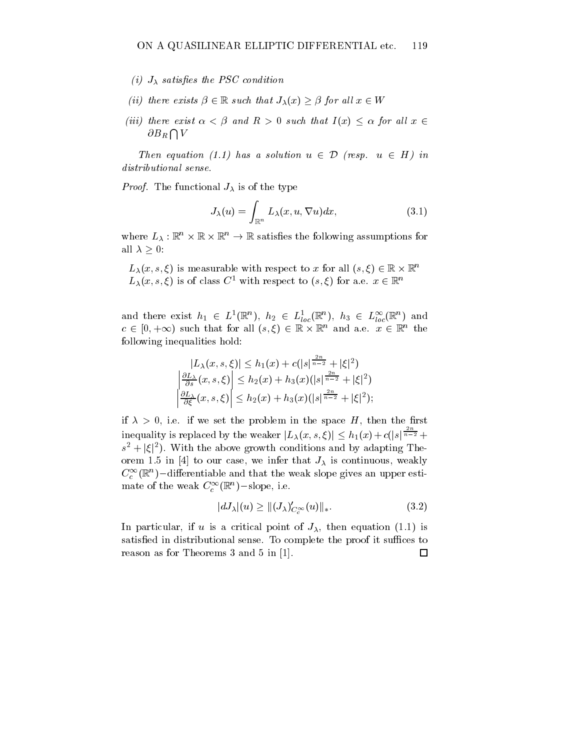*(i) $J_\lambda$ satisfies the PSC condition*

*(ii) there exists $\beta \in \mathbb{R}$ such that $J_\lambda(x) \geq \beta$ for all $x \in W$*

*(iii) there exist $\alpha < \beta$ and $R > 0$ such that $I(x) \leq \alpha$ for all $x \in \partial B_R \bigcap V$*

*Then equation (1.1) has a solution $u \in \mathcal{D}$ (resp. $u \in H$) in distributional sense.*

*Proof.* The functional $J_\lambda$ is of the type

$$J_\lambda(u) = \int_{\mathbb{R}^n} L_\lambda(x, u, \nabla u) dx, \tag{3.1}$$

where $L_\lambda : \mathbb{R}^n \times \mathbb{R} \times \mathbb{R}^n \to \mathbb{R}$ satisfies the following assumptions for all $\lambda \geq 0$:

$L_\lambda(x, s, \xi)$ is measurable with respect to $x$ for all $(s, \xi) \in \mathbb{R} \times \mathbb{R}^n$
$L_\lambda(x, s, \xi)$ is of class $C^1$ with respect to $(s, \xi)$ for a.e. $x \in \mathbb{R}^n$

and there exist $h_1 \in L^1(\mathbb{R}^n)$, $h_2 \in L^1_{loc}(\mathbb{R}^n)$, $h_3 \in L^\infty_{loc}(\mathbb{R}^n)$ and $c \in [0, +\infty)$ such that for all $(s, \xi) \in \mathbb{R} \times \mathbb{R}^n$ and a.e. $x \in \mathbb{R}^n$ the following inequalities hold:

$$|L_\lambda(x, s, \xi)| \leq h_1(x) + c(|s|^{\frac{2n}{n-2}} + |\xi|^2)$$
$$\left| \frac{\partial L_\lambda}{\partial s}(x, s, \xi) \right| \leq h_2(x) + h_3(x)(|s|^{\frac{2n}{n-2}} + |\xi|^2)$$
$$\left| \frac{\partial L_\lambda}{\partial \xi}(x, s, \xi) \right| \leq h_2(x) + h_3(x)(|s|^{\frac{2n}{n-2}} + |\xi|^2);$$

if $\lambda > 0$, i.e. if we set the problem in the space $H$, then the first inequality is replaced by the weaker $|L_\lambda(x, s, \xi)| \leq h_1(x) + c(|s|^{\frac{2n}{n-2}} + s^2 + |\xi|^2)$. With the above growth conditions and by adapting Theorem 1.5 in [4] to our case, we infer that $J_\lambda$ is continuous, weakly $C_c^\infty(\mathbb{R}^n)-$differentiable and that the weak slope gives an upper estimate of the weak $C_c^\infty(\mathbb{R}^n)-$slope, i.e.

$$|dJ_\lambda|(u) \geq \|(J_\lambda)'_{C_c^\infty}(u)\|_*. \tag{3.2}$$

In particular, if $u$ is a critical point of $J_\lambda$, then equation (1.1) is satisfied in distributional sense. To complete the proof it suffices to reason as for Theorems 3 and 5 in [1]. □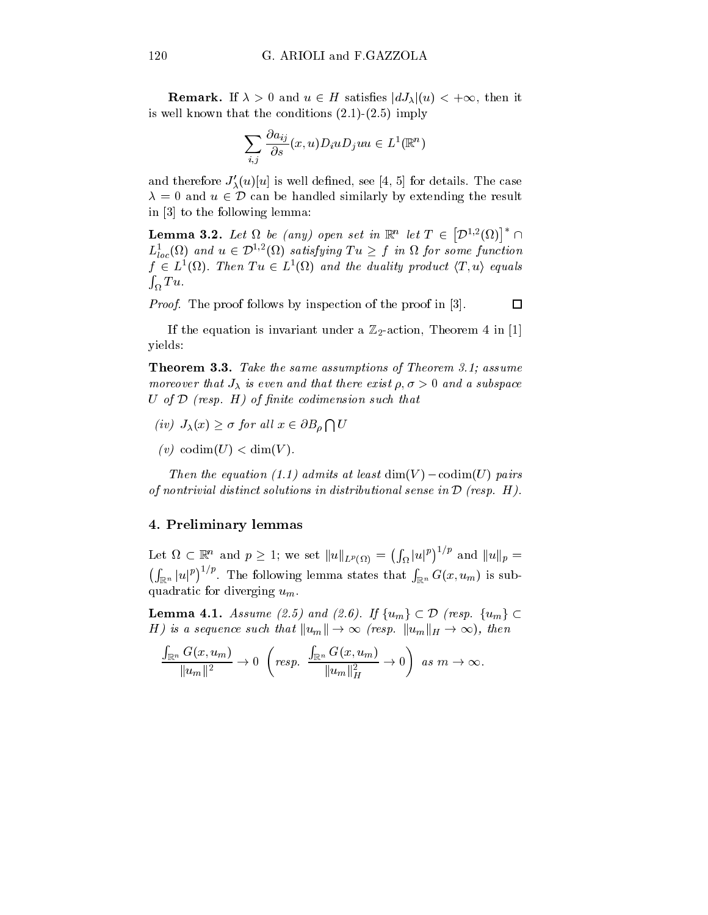**Remark.** If $\lambda > 0$ and $u \in H$ satisfies $|dJ_\lambda|(u) < +\infty$, then it is well known that the conditions (2.1)-(2.5) imply

$$\sum_{i,j} \frac{\partial a_{ij}}{\partial s}(x,u) D_i u D_j u u \in L^1(\mathbb{R}^n)$$

and therefore $J'_\lambda(u)[u]$ is well defined, see [4, 5] for details. The case $\lambda = 0$ and $u \in \mathcal{D}$ can be handled similarly by extending the result in [3] to the following lemma:

**Lemma 3.2.** *Let $\Omega$ be (any) open set in $\mathbb{R}^n$ let $T \in \left[\mathcal{D}^{1,2}(\Omega)\right]^* \cap L^1_{loc}(\Omega)$ and $u \in \mathcal{D}^{1,2}(\Omega)$ satisfying $Tu \geq f$ in $\Omega$ for some function $f \in L^1(\Omega)$. Then $Tu \in L^1(\Omega)$ and the duality product $\langle T, u\rangle$ equals $\int_\Omega Tu$.*

*Proof.* The proof follows by inspection of the proof in [3]. $\square$

If the equation is invariant under a $\mathbb{Z}_2$-action, Theorem 4 in [1] yields:

**Theorem 3.3.** *Take the same assumptions of Theorem 3.1; assume moreover that $J_\lambda$ is even and that there exist $\rho, \sigma > 0$ and a subspace $U$ of $\mathcal{D}$ (resp. $H$) of finite codimension such that*

- *(iv) $J_\lambda(x) \geq \sigma$ for all $x \in \partial B_\rho \bigcap U$*
- *(v) $\operatorname{codim}(U) < \dim(V)$.*

*Then the equation (1.1) admits at least $\dim(V) - \operatorname{codim}(U)$ pairs of nontrivial distinct solutions in distributional sense in $\mathcal{D}$ (resp. $H$).*

## 4. Preliminary lemmas

Let $\Omega \subset \mathbb{R}^n$ and $p \geq 1$; we set $\|u\|_{L^p(\Omega)} = \left(\int_\Omega |u|^p\right)^{1/p}$ and $\|u\|_p = \left(\int_{\mathbb{R}^n} |u|^p\right)^{1/p}$. The following lemma states that $\int_{\mathbb{R}^n} G(x, u_m)$ is subquadratic for diverging $u_m$.

**Lemma 4.1.** *Assume (2.5) and (2.6). If $\{u_m\} \subset \mathcal{D}$ (resp. $\{u_m\} \subset H$) is a sequence such that $\|u_m\| \to \infty$ (resp. $\|u_m\|_H \to \infty$), then*

$$\frac{\int_{\mathbb{R}^n} G(x,u_m)}{\|u_m\|^2} \to 0 \ \left(\textit{resp. } \frac{\int_{\mathbb{R}^n} G(x,u_m)}{\|u_m\|_H^2} \to 0\right) \ \textit{as } m \to \infty.$$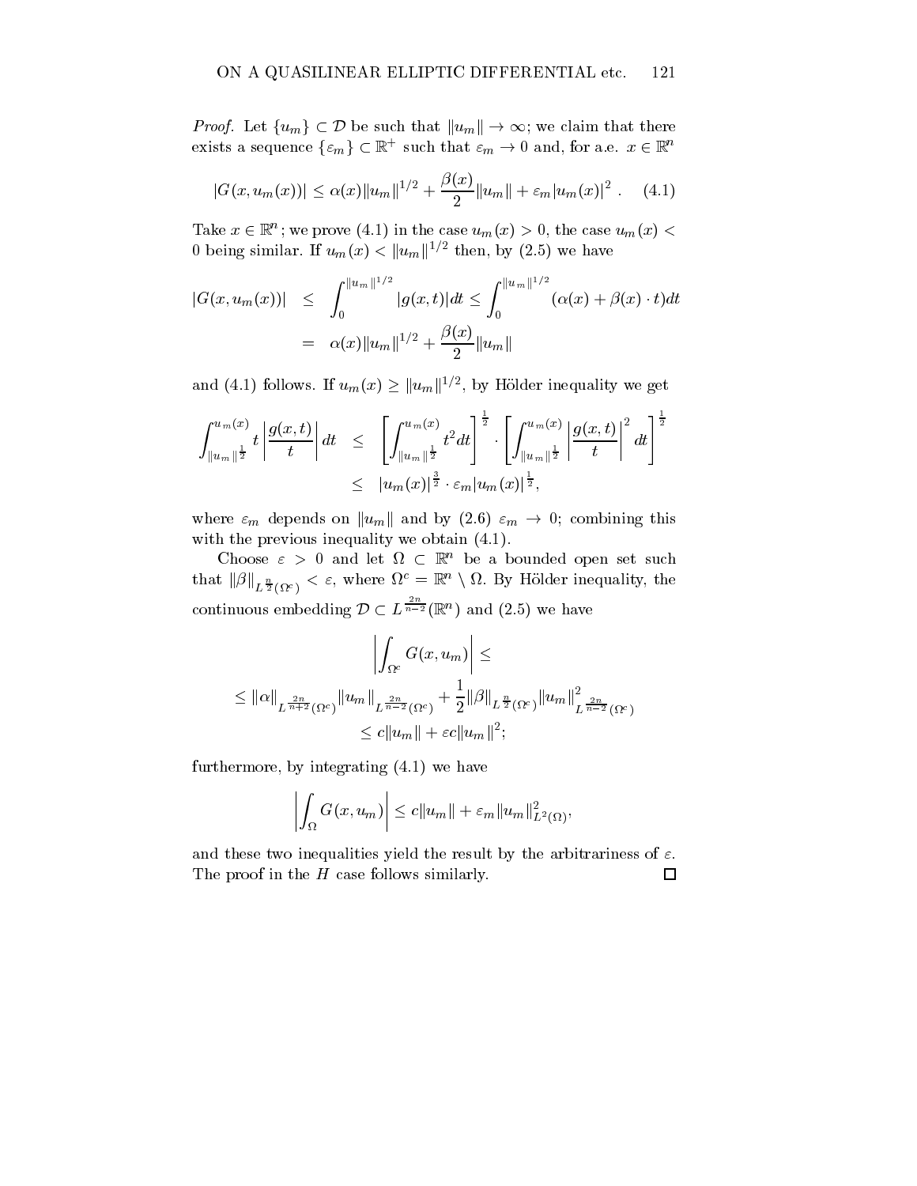*Proof.* Let $\{u_m\} \subset \mathcal{D}$ be such that $\|u_m\| \to \infty$; we claim that there exists a sequence $\{\varepsilon_m\} \subset \mathbb{R}^+$ such that $\varepsilon_m \to 0$ and, for a.e. $x \in \mathbb{R}^n$

$$|G(x, u_m(x))| \le \alpha(x)\|u_m\|^{1/2} + \frac{\beta(x)}{2}\|u_m\| + \varepsilon_m |u_m(x)|^2 . \quad (4.1)$$

Take $x \in \mathbb{R}^n$; we prove (4.1) in the case $u_m(x) > 0$, the case $u_m(x) < 0$ being similar. If $u_m(x) < \|u_m\|^{1/2}$ then, by (2.5) we have

$$\begin{aligned} |G(x, u_m(x))| &\le \int_0^{\|u_m\|^{1/2}} |g(x,t)| dt \le \int_0^{\|u_m\|^{1/2}} (\alpha(x) + \beta(x) \cdot t) dt \\ &= \alpha(x)\|u_m\|^{1/2} + \frac{\beta(x)}{2}\|u_m\| \end{aligned}$$

and (4.1) follows. If $u_m(x) \ge \|u_m\|^{1/2}$, by Hölder inequality we get

$$\begin{aligned} \int_{\|u_m\|^{\frac{1}{2}}}^{u_m(x)} t \left| \frac{g(x,t)}{t} \right| dt &\le \left[ \int_{\|u_m\|^{\frac{1}{2}}}^{u_m(x)} t^2 dt \right]^{\frac{1}{2}} \cdot \left[ \int_{\|u_m\|^{\frac{1}{2}}}^{u_m(x)} \left| \frac{g(x,t)}{t} \right|^2 dt \right]^{\frac{1}{2}} \\ &\le |u_m(x)|^{\frac{3}{2}} \cdot \varepsilon_m |u_m(x)|^{\frac{1}{2}}, \end{aligned}$$

where $\varepsilon_m$ depends on $\|u_m\|$ and by (2.6) $\varepsilon_m \to 0$; combining this with the previous inequality we obtain (4.1).

Choose $\varepsilon > 0$ and let $\Omega \subset \mathbb{R}^n$ be a bounded open set such that $\|\beta\|_{L^{\frac{n}{2}}(\Omega^c)} < \varepsilon$, where $\Omega^c = \mathbb{R}^n \setminus \Omega$. By Hölder inequality, the continuous embedding $\mathcal{D} \subset L^{\frac{2n}{n-2}}(\mathbb{R}^n)$ and (2.5) we have

$$\begin{aligned} &\left| \int_{\Omega^c} G(x, u_m) \right| \le \\ &\le \|\alpha\|_{L^{\frac{2n}{n+2}}(\Omega^c)} \|u_m\|_{L^{\frac{2n}{n-2}}(\Omega^c)} + \frac{1}{2}\|\beta\|_{L^{\frac{n}{2}}(\Omega^c)} \|u_m\|^2_{L^{\frac{2n}{n-2}}(\Omega^c)} \\ &\le c\|u_m\| + \varepsilon c \|u_m\|^2; \end{aligned}$$

furthermore, by integrating (4.1) we have

$$\left| \int_{\Omega} G(x, u_m) \right| \le c\|u_m\| + \varepsilon_m \|u_m\|^2_{L^2(\Omega)},$$

and these two inequalities yield the result by the arbitrariness of $\varepsilon$. The proof in the $H$ case follows similarly. □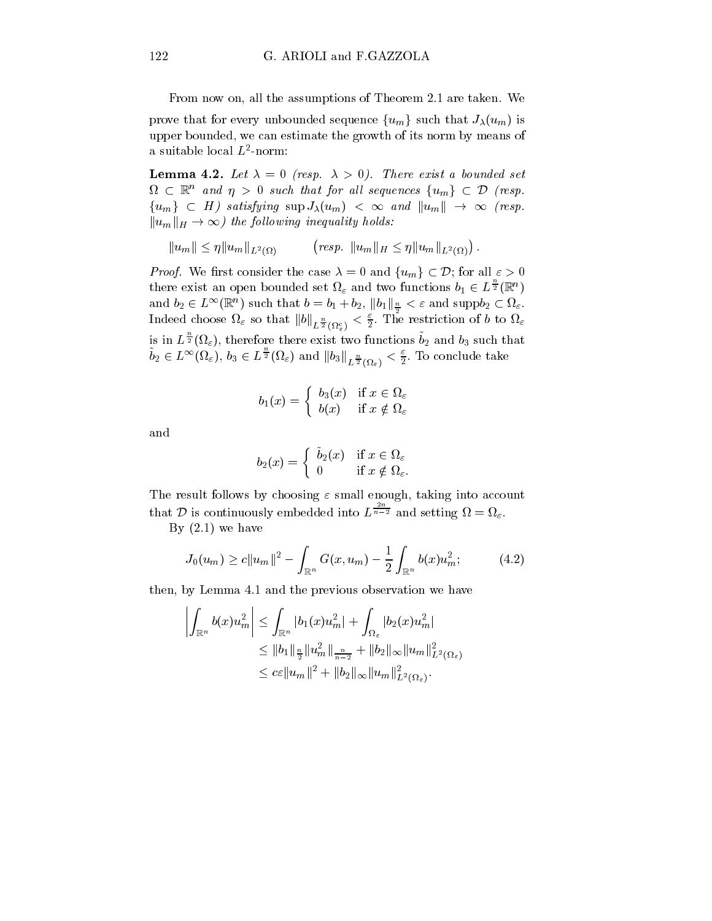From now on, all the assumptions of Theorem 2.1 are taken. We prove that for every unbounded sequence $\{u_m\}$ such that $J_\lambda(u_m)$ is upper bounded, we can estimate the growth of its norm by means of a suitable local $L^2$-norm:

**Lemma 4.2.** *Let $\lambda = 0$ (resp. $\lambda > 0$). There exist a bounded set $\Omega \subset \mathbb{R}^n$ and $\eta > 0$ such that for all sequences $\{u_m\} \subset \mathcal{D}$ (resp. $\{u_m\} \subset H$) satisfying $\sup J_\lambda(u_m) < \infty$ and $\|u_m\| \to \infty$ (resp. $\|u_m\|_H \to \infty$) the following inequality holds:*

$$\|u_m\| \leq \eta \|u_m\|_{L^2(\Omega)} \qquad \left(resp.\ \|u_m\|_H \leq \eta \|u_m\|_{L^2(\Omega)}\right).$$

*Proof.* We first consider the case $\lambda = 0$ and $\{u_m\} \subset \mathcal{D}$; for all $\varepsilon > 0$ there exist an open bounded set $\Omega_\varepsilon$ and two functions $b_1 \in L^{\frac{n}{2}}(\mathbb{R}^n)$ and $b_2 \in L^\infty(\mathbb{R}^n)$ such that $b = b_1 + b_2$, $\|b_1\|_{\frac{n}{2}} < \varepsilon$ and $\text{supp} b_2 \subset \Omega_\varepsilon$. Indeed choose $\Omega_\varepsilon$ so that $\|b\|_{L^{\frac{n}{2}}(\Omega_\varepsilon^c)} < \frac{\varepsilon}{2}$. The restriction of $b$ to $\Omega_\varepsilon$ is in $L^{\frac{n}{2}}(\Omega_\varepsilon)$, therefore there exist two functions $\tilde{b}_2$ and $b_3$ such that $\tilde{b}_2 \in L^\infty(\Omega_\varepsilon)$, $b_3 \in L^{\frac{n}{2}}(\Omega_\varepsilon)$ and $\|b_3\|_{L^{\frac{n}{2}}(\Omega_\varepsilon)} < \frac{\varepsilon}{2}$. To conclude take

$$b_1(x) = \begin{cases} b_3(x) & \text{if } x \in \Omega_\varepsilon \\ b(x) & \text{if } x \notin \Omega_\varepsilon \end{cases}$$

and

$$b_2(x) = \begin{cases} \tilde{b}_2(x) & \text{if } x \in \Omega_\varepsilon \\ 0 & \text{if } x \notin \Omega_\varepsilon. \end{cases}$$

The result follows by choosing $\varepsilon$ small enough, taking into account that $\mathcal{D}$ is continuously embedded into $L^{\frac{2n}{n-2}}$ and setting $\Omega = \Omega_\varepsilon$.

By (2.1) we have

$$J_0(u_m) \geq c\|u_m\|^2 - \int_{\mathbb{R}^n} G(x, u_m) - \frac{1}{2}\int_{\mathbb{R}^n} b(x) u_m^2; \tag{4.2}$$

then, by Lemma 4.1 and the previous observation we have

$$\begin{aligned} \left| \int_{\mathbb{R}^n} b(x) u_m^2 \right| &\leq \int_{\mathbb{R}^n} |b_1(x) u_m^2| + \int_{\Omega_\varepsilon} |b_2(x) u_m^2| \\ &\leq \|b_1\|_{\frac{n}{2}} \|u_m^2\|_{\frac{n}{n-2}} + \|b_2\|_\infty \|u_m\|^2_{L^2(\Omega_\varepsilon)} \\ &\leq c\varepsilon \|u_m\|^2 + \|b_2\|_\infty \|u_m\|^2_{L^2(\Omega_\varepsilon)}. \end{aligned}$$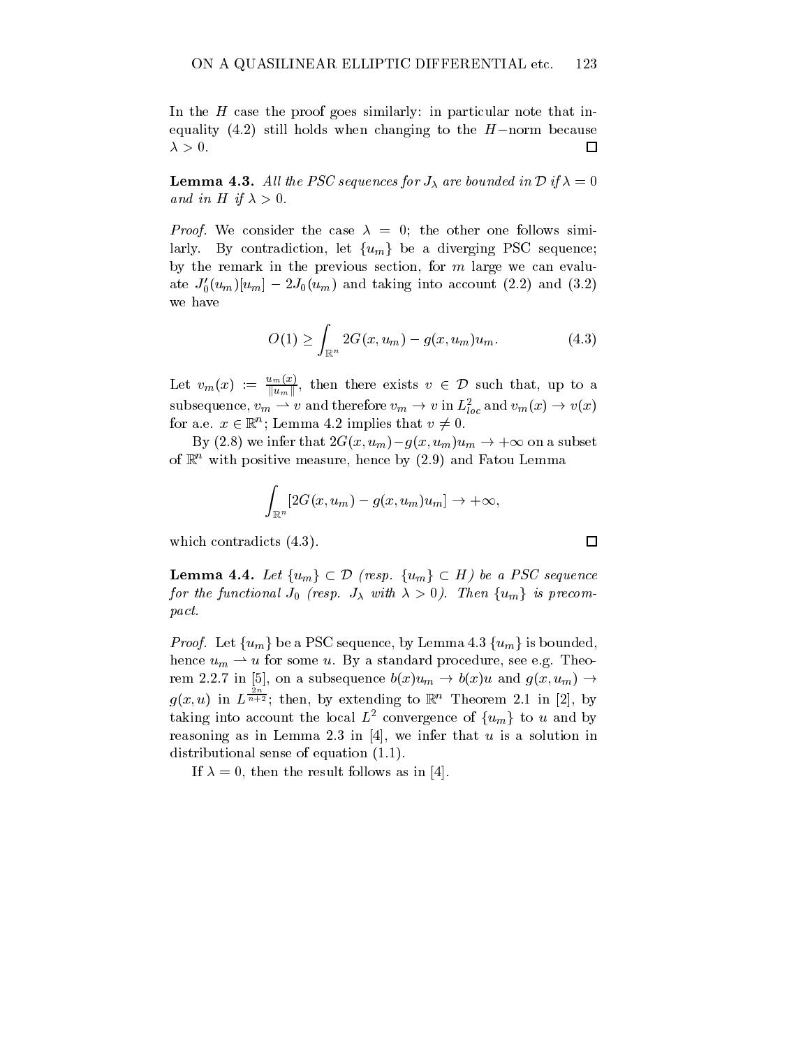In the $H$ case the proof goes similarly: in particular note that inequality (4.2) still holds when changing to the $H$−norm because $\lambda > 0$. □

**Lemma 4.3.** *All the PSC sequences for $J_\lambda$ are bounded in $\mathcal{D}$ if $\lambda = 0$ and in $H$ if $\lambda > 0$.*

*Proof.* We consider the case $\lambda = 0$; the other one follows similarly. By contradiction, let $\{u_m\}$ be a diverging PSC sequence; by the remark in the previous section, for $m$ large we can evaluate $J_0'(u_m)[u_m] - 2J_0(u_m)$ and taking into account (2.2) and (3.2) we have

$$O(1) \geq \int_{\mathbb{R}^n} 2G(x, u_m) - g(x, u_m)u_m. \tag{4.3}$$

Let $v_m(x) := \frac{u_m(x)}{\|u_m\|}$, then there exists $v \in \mathcal{D}$ such that, up to a subsequence, $v_m \rightharpoonup v$ and therefore $v_m \to v$ in $L^2_{loc}$ and $v_m(x) \to v(x)$ for a.e. $x \in \mathbb{R}^n$; Lemma 4.2 implies that $v \neq 0$.

By (2.8) we infer that $2G(x, u_m) - g(x, u_m)u_m \to +\infty$ on a subset of $\mathbb{R}^n$ with positive measure, hence by (2.9) and Fatou Lemma

$$\int_{\mathbb{R}^n} [2G(x, u_m) - g(x, u_m)u_m] \to +\infty,$$

which contradicts (4.3). □

**Lemma 4.4.** *Let $\{u_m\} \subset \mathcal{D}$ (resp. $\{u_m\} \subset H$) be a PSC sequence for the functional $J_0$ (resp. $J_\lambda$ with $\lambda > 0$). Then $\{u_m\}$ is precompact.*

*Proof.* Let $\{u_m\}$ be a PSC sequence, by Lemma 4.3 $\{u_m\}$ is bounded, hence $u_m \rightharpoonup u$ for some $u$. By a standard procedure, see e.g. Theorem 2.2.7 in [5], on a subsequence $b(x)u_m \to b(x)u$ and $g(x, u_m) \to g(x, u)$ in $L^{\frac{2n}{n+2}}$; then, by extending to $\mathbb{R}^n$ Theorem 2.1 in [2], by taking into account the local $L^2$ convergence of $\{u_m\}$ to $u$ and by reasoning as in Lemma 2.3 in [4], we infer that $u$ is a solution in distributional sense of equation (1.1).

If $\lambda = 0$, then the result follows as in [4].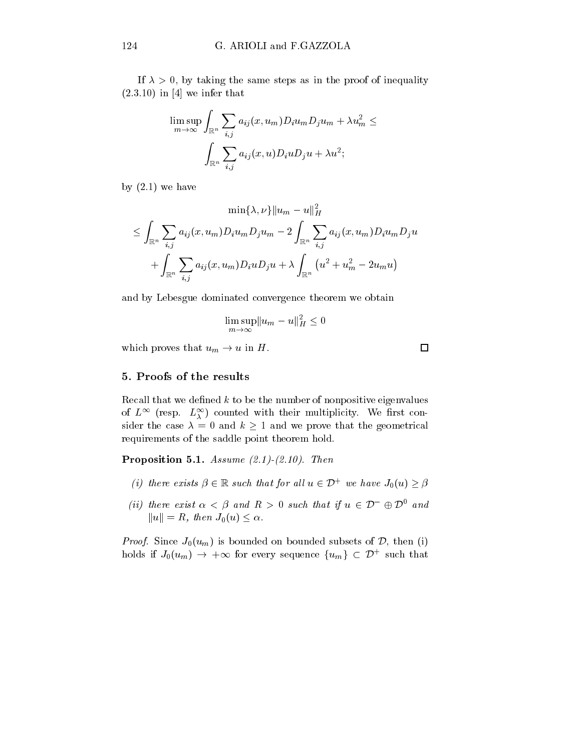If $\lambda > 0$, by taking the same steps as in the proof of inequality (2.3.10) in [4] we infer that

$$\limsup_{m\to\infty} \int_{\mathbb{R}^n} \sum_{i,j} a_{ij}(x, u_m) D_i u_m D_j u_m + \lambda u_m^2 \leq \int_{\mathbb{R}^n} \sum_{i,j} a_{ij}(x, u) D_i u D_j u + \lambda u^2;$$

by (2.1) we have

$$\begin{aligned}
&\min\{\lambda, \nu\} \|u_m - u\|_H^2 \\
&\leq \int_{\mathbb{R}^n} \sum_{i,j} a_{ij}(x, u_m) D_i u_m D_j u_m - 2 \int_{\mathbb{R}^n} \sum_{i,j} a_{ij}(x, u_m) D_i u_m D_j u \\
&\quad + \int_{\mathbb{R}^n} \sum_{i,j} a_{ij}(x, u_m) D_i u D_j u + \lambda \int_{\mathbb{R}^n} \left( u^2 + u_m^2 - 2 u_m u \right)
\end{aligned}$$

and by Lebesgue dominated convergence theorem we obtain

$$\limsup_{m\to\infty} \|u_m - u\|_H^2 \leq 0$$

which proves that $u_m \to u$ in $H$. □

## 5. Proofs of the results

Recall that we defined $k$ to be the number of nonpositive eigenvalues of $L^\infty$ (resp. $L^\infty_\lambda$) counted with their multiplicity. We first consider the case $\lambda = 0$ and $k \geq 1$ and we prove that the geometrical requirements of the saddle point theorem hold.

**Proposition 5.1.** *Assume (2.1)-(2.10). Then*

- *(i) there exists $\beta \in \mathbb{R}$ such that for all $u \in \mathcal{D}^+$ we have $J_0(u) \geq \beta$*
- *(ii) there exist $\alpha < \beta$ and $R > 0$ such that if $u \in \mathcal{D}^- \oplus \mathcal{D}^0$ and $\|u\| = R$, then $J_0(u) \leq \alpha$.*

*Proof.* Since $J_0(u_m)$ is bounded on bounded subsets of $\mathcal{D}$, then (i) holds if $J_0(u_m) \to +\infty$ for every sequence $\{u_m\} \subset \mathcal{D}^+$ such that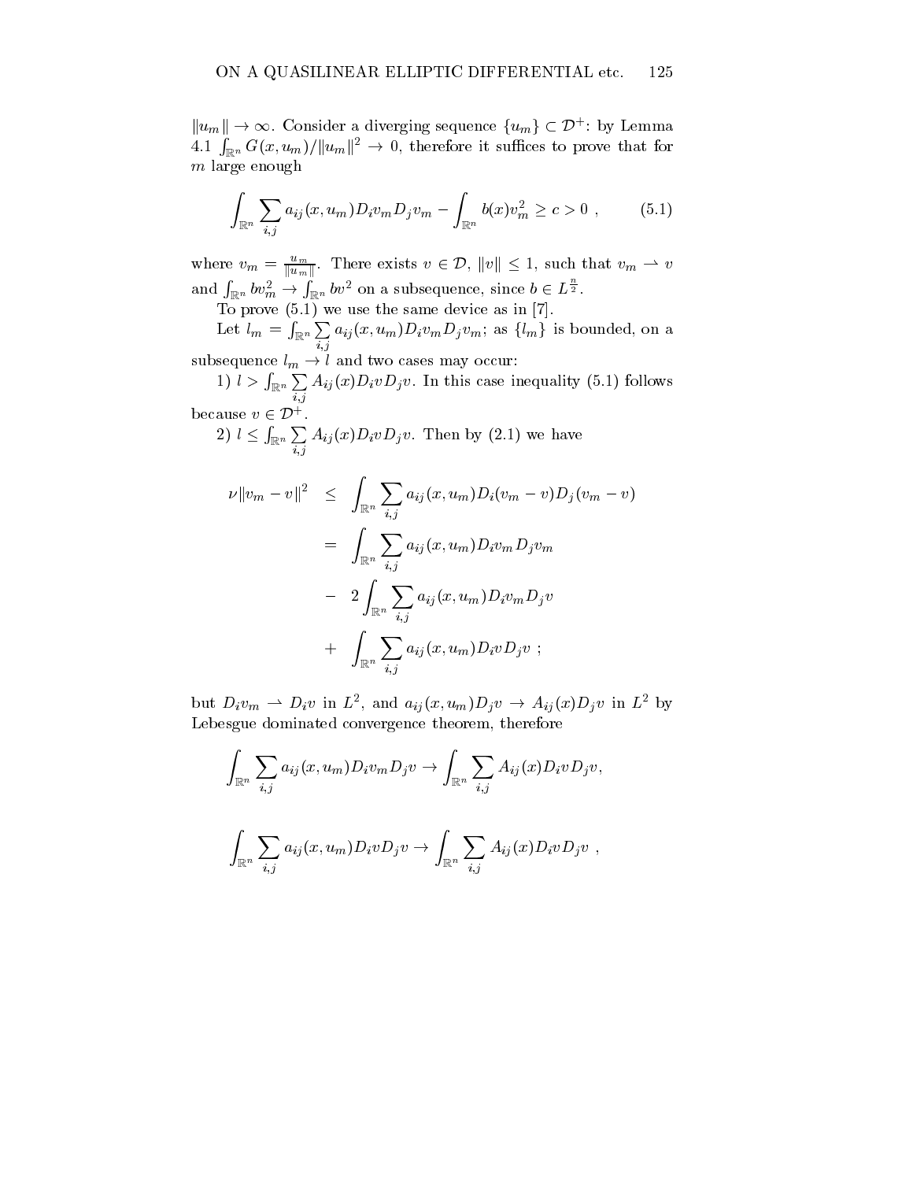$\|u_m\| \to \infty$. Consider a diverging sequence $\{u_m\} \subset \mathcal{D}^+$: by Lemma 4.1 $\int_{\mathbb{R}^n} G(x, u_m)/\|u_m\|^2 \to 0$, therefore it suffices to prove that for $m$ large enough

$$\int_{\mathbb{R}^n} \sum_{i,j} a_{ij}(x, u_m) D_i v_m D_j v_m - \int_{\mathbb{R}^n} b(x) v_m^2 \geq c > 0 \ , \tag{5.1}$$

where $v_m = \frac{u_m}{\|u_m\|}$. There exists $v \in \mathcal{D}$, $\|v\| \leq 1$, such that $v_m \rightharpoonup v$ and $\int_{\mathbb{R}^n} b v_m^2 \to \int_{\mathbb{R}^n} b v^2$ on a subsequence, since $b \in L^{\frac{n}{2}}$.

To prove (5.1) we use the same device as in [7].

Let $l_m = \int_{\mathbb{R}^n} \sum_{i,j} a_{ij}(x, u_m) D_i v_m D_j v_m$; as $\{l_m\}$ is bounded, on a subsequence $l_m \to l$ and two cases may occur:

1) $l > \int_{\mathbb{R}^n} \sum_{i,j} A_{ij}(x) D_i v D_j v$. In this case inequality (5.1) follows because $v \in \mathcal{D}^+$.

2) $l \leq \int_{\mathbb{R}^n} \sum_{i,j} A_{ij}(x) D_i v D_j v$. Then by (2.1) we have

$$\begin{aligned}
\nu \|v_m - v\|^2 &\leq \int_{\mathbb{R}^n} \sum_{i,j} a_{ij}(x, u_m) D_i(v_m - v) D_j(v_m - v) \\
&= \int_{\mathbb{R}^n} \sum_{i,j} a_{ij}(x, u_m) D_i v_m D_j v_m \\
&\quad - 2 \int_{\mathbb{R}^n} \sum_{i,j} a_{ij}(x, u_m) D_i v_m D_j v \\
&\quad + \int_{\mathbb{R}^n} \sum_{i,j} a_{ij}(x, u_m) D_i v D_j v \ ;
\end{aligned}$$

but $D_i v_m \rightharpoonup D_i v$ in $L^2$, and $a_{ij}(x, u_m) D_j v \to A_{ij}(x) D_j v$ in $L^2$ by Lebesgue dominated convergence theorem, therefore

$$\int_{\mathbb{R}^n} \sum_{i,j} a_{ij}(x, u_m) D_i v_m D_j v \to \int_{\mathbb{R}^n} \sum_{i,j} A_{ij}(x) D_i v D_j v,$$

$$\int_{\mathbb{R}^n} \sum_{i,j} a_{ij}(x, u_m) D_i v D_j v \to \int_{\mathbb{R}^n} \sum_{i,j} A_{ij}(x) D_i v D_j v \ ,$$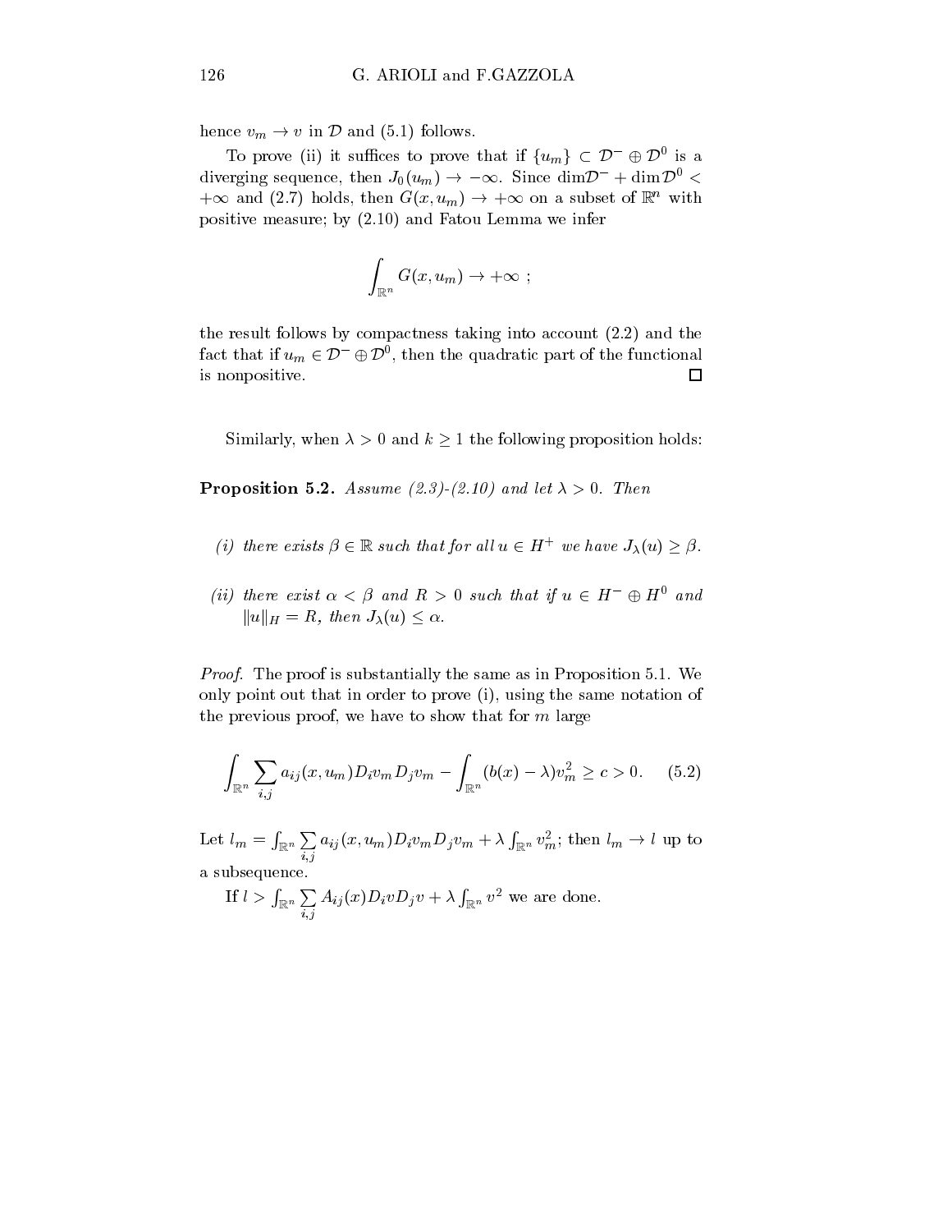hence $v_m \to v$ in $\mathcal{D}$ and (5.1) follows.

To prove (ii) it suffices to prove that if $\{u_m\} \subset \mathcal{D}^- \oplus \mathcal{D}^0$ is a diverging sequence, then $J_0(u_m) \to -\infty$. Since $\dim \mathcal{D}^- + \dim \mathcal{D}^0 < +\infty$ and (2.7) holds, then $G(x, u_m) \to +\infty$ on a subset of $\mathbb{R}^n$ with positive measure; by (2.10) and Fatou Lemma we infer

$$\int_{\mathbb{R}^n} G(x, u_m) \to +\infty \ ;$$

the result follows by compactness taking into account (2.2) and the fact that if $u_m \in \mathcal{D}^- \oplus \mathcal{D}^0$, then the quadratic part of the functional is nonpositive. $\square$

Similarly, when $\lambda > 0$ and $k \geq 1$ the following proposition holds:

**Proposition 5.2.** *Assume (2.3)-(2.10) and let $\lambda > 0$. Then*

*(i) there exists $\beta \in \mathbb{R}$ such that for all $u \in H^+$ we have $J_\lambda(u) \geq \beta$.*

*(ii) there exist $\alpha < \beta$ and $R > 0$ such that if $u \in H^- \oplus H^0$ and $\|u\|_H = R$, then $J_\lambda(u) \leq \alpha$.*

*Proof.* The proof is substantially the same as in Proposition 5.1. We only point out that in order to prove (i), using the same notation of the previous proof, we have to show that for $m$ large

$$\int_{\mathbb{R}^n} \sum_{i,j} a_{ij}(x, u_m) D_i v_m D_j v_m - \int_{\mathbb{R}^n} (b(x) - \lambda) v_m^2 \geq c > 0. \qquad (5.2)$$

Let $l_m = \int_{\mathbb{R}^n} \sum_{i,j} a_{ij}(x, u_m) D_i v_m D_j v_m + \lambda \int_{\mathbb{R}^n} v_m^2$; then $l_m \to l$ up to a subsequence.

If $l > \int_{\mathbb{R}^n} \sum_{i,j} A_{ij}(x) D_i v D_j v + \lambda \int_{\mathbb{R}^n} v^2$ we are done.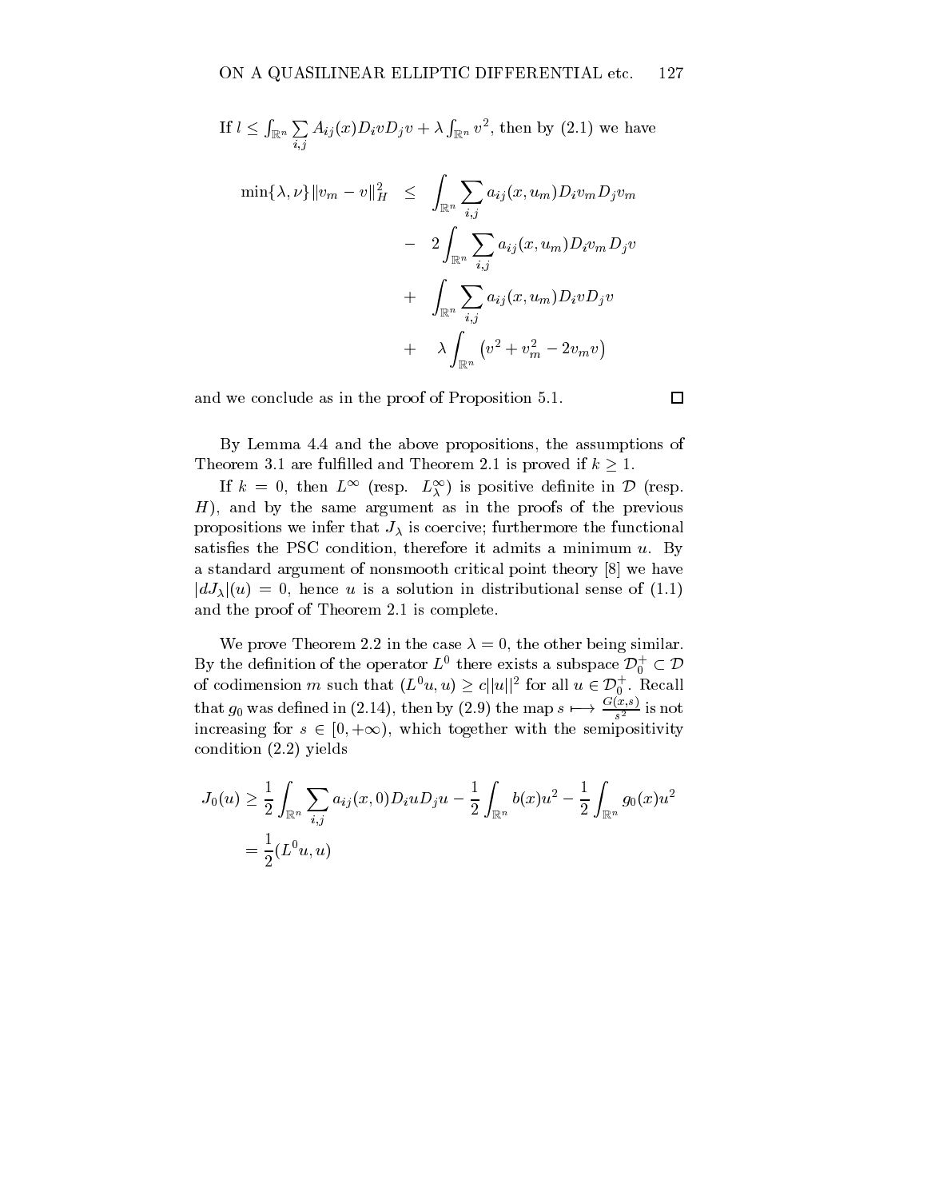If $l \leq \int_{\mathbb{R}^n} \sum_{i,j} A_{ij}(x) D_i v D_j v + \lambda \int_{\mathbb{R}^n} v^2$, then by (2.1) we have

$$
\begin{aligned}
\min\{\lambda, \nu\} \|v_m - v\|_H^2 \quad &\leq \quad \int_{\mathbb{R}^n} \sum_{i,j} a_{ij}(x, u_m) D_i v_m D_j v_m \\
&- \quad 2 \int_{\mathbb{R}^n} \sum_{i,j} a_{ij}(x, u_m) D_i v_m D_j v \\
&+ \quad \int_{\mathbb{R}^n} \sum_{i,j} a_{ij}(x, u_m) D_i v D_j v \\
&+ \quad \lambda \int_{\mathbb{R}^n} \left( v^2 + v_m^2 - 2 v_m v \right)
\end{aligned}
$$

and we conclude as in the proof of Proposition 5.1. $\square$

By Lemma 4.4 and the above propositions, the assumptions of Theorem 3.1 are fulfilled and Theorem 2.1 is proved if $k \geq 1$.

If $k = 0$, then $L^\infty$ (resp. $L_\lambda^\infty$) is positive definite in $\mathcal{D}$ (resp. $H$), and by the same argument as in the proofs of the previous propositions we infer that $J_\lambda$ is coercive; furthermore the functional satisfies the PSC condition, therefore it admits a minimum $u$. By a standard argument of nonsmooth critical point theory [8] we have $|dJ_\lambda|(u) = 0$, hence $u$ is a solution in distributional sense of (1.1) and the proof of Theorem 2.1 is complete.

We prove Theorem 2.2 in the case $\lambda = 0$, the other being similar. By the definition of the operator $L^0$ there exists a subspace $\mathcal{D}_0^+ \subset \mathcal{D}$ of codimension $m$ such that $(L^0 u, u) \geq c||u||^2$ for all $u \in \mathcal{D}_0^+$. Recall that $g_0$ was defined in (2.14), then by (2.9) the map $s \longmapsto \frac{G(x,s)}{s^2}$ is not increasing for $s \in [0, +\infty)$, which together with the semipositivity condition (2.2) yields

$$
\begin{aligned}
J_0(u) &\geq \frac{1}{2} \int_{\mathbb{R}^n} \sum_{i,j} a_{ij}(x, 0) D_i u D_j u - \frac{1}{2} \int_{\mathbb{R}^n} b(x) u^2 - \frac{1}{2} \int_{\mathbb{R}^n} g_0(x) u^2 \\
&= \frac{1}{2} (L^0 u, u)
\end{aligned}
$$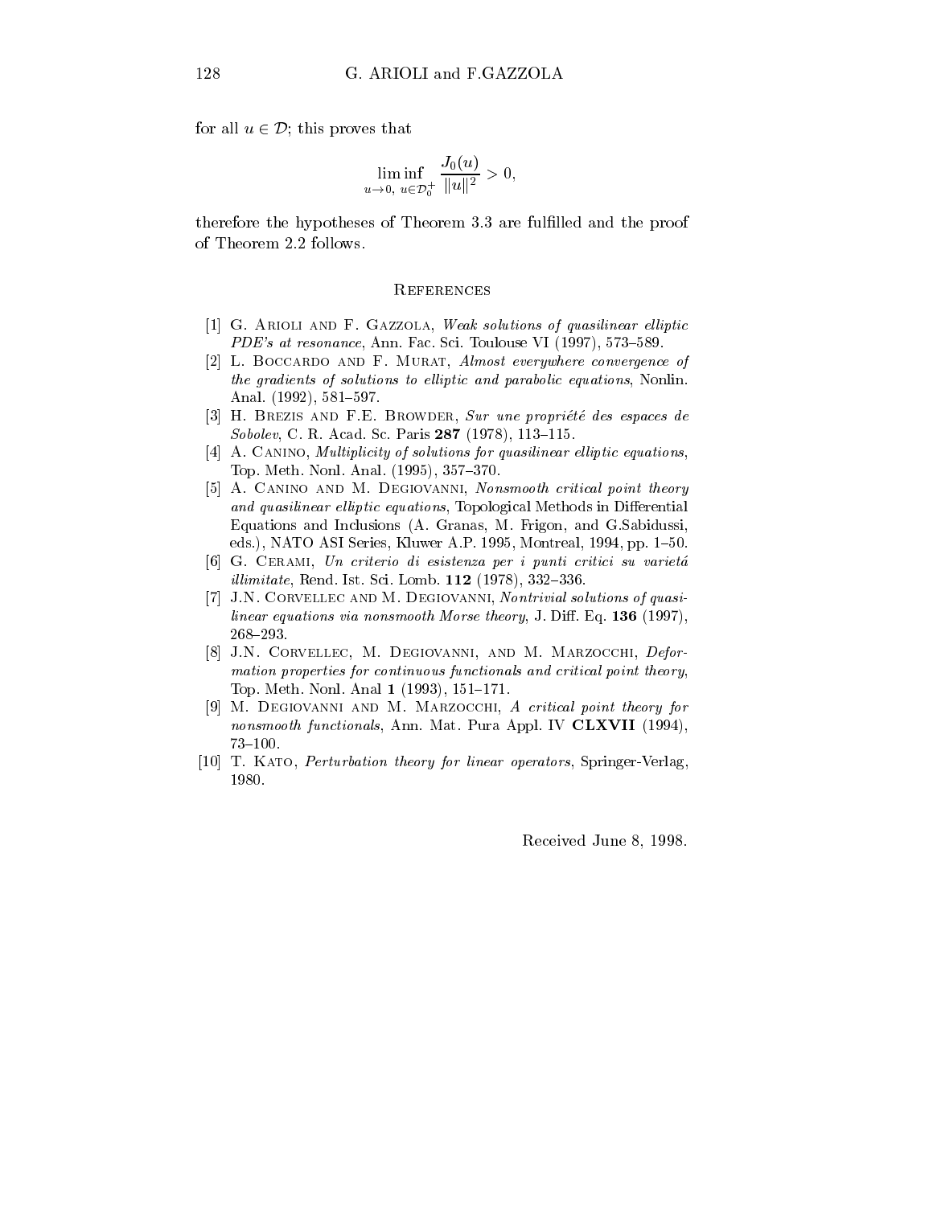for all $u \in \mathcal{D}$; this proves that

$$\liminf_{u \to 0,\ u \in \mathcal{D}_0^+} \frac{J_0(u)}{\|u\|^2} > 0,$$

therefore the hypotheses of Theorem 3.3 are fulfilled and the proof of Theorem 2.2 follows.

## References

[1] G. Arioli and F. Gazzola, *Weak solutions of quasilinear elliptic PDE's at resonance*, Ann. Fac. Sci. Toulouse VI (1997), 573–589.

[2] L. Boccardo and F. Murat, *Almost everywhere convergence of the gradients of solutions to elliptic and parabolic equations*, Nonlin. Anal. (1992), 581–597.

[3] H. Brezis and F.E. Browder, *Sur une propriété des espaces de Sobolev*, C. R. Acad. Sc. Paris **287** (1978), 113–115.

[4] A. Canino, *Multiplicity of solutions for quasilinear elliptic equations*, Top. Meth. Nonl. Anal. (1995), 357–370.

[5] A. Canino and M. Degiovanni, *Nonsmooth critical point theory and quasilinear elliptic equations*, Topological Methods in Differential Equations and Inclusions (A. Granas, M. Frigon, and G.Sabidussi, eds.), NATO ASI Series, Kluwer A.P. 1995, Montreal, 1994, pp. 1–50.

[6] G. Cerami, *Un criterio di esistenza per i punti critici su varietá illimitate*, Rend. Ist. Sci. Lomb. **112** (1978), 332–336.

[7] J.N. Corvellec and M. Degiovanni, *Nontrivial solutions of quasilinear equations via nonsmooth Morse theory*, J. Diff. Eq. **136** (1997), 268–293.

[8] J.N. Corvellec, M. Degiovanni, and M. Marzocchi, *Deformation properties for continuous functionals and critical point theory*, Top. Meth. Nonl. Anal **1** (1993), 151–171.

[9] M. Degiovanni and M. Marzocchi, *A critical point theory for nonsmooth functionals*, Ann. Mat. Pura Appl. IV **CLXVII** (1994), 73–100.

[10] T. Kato, *Perturbation theory for linear operators*, Springer-Verlag, 1980.

Received June 8, 1998.